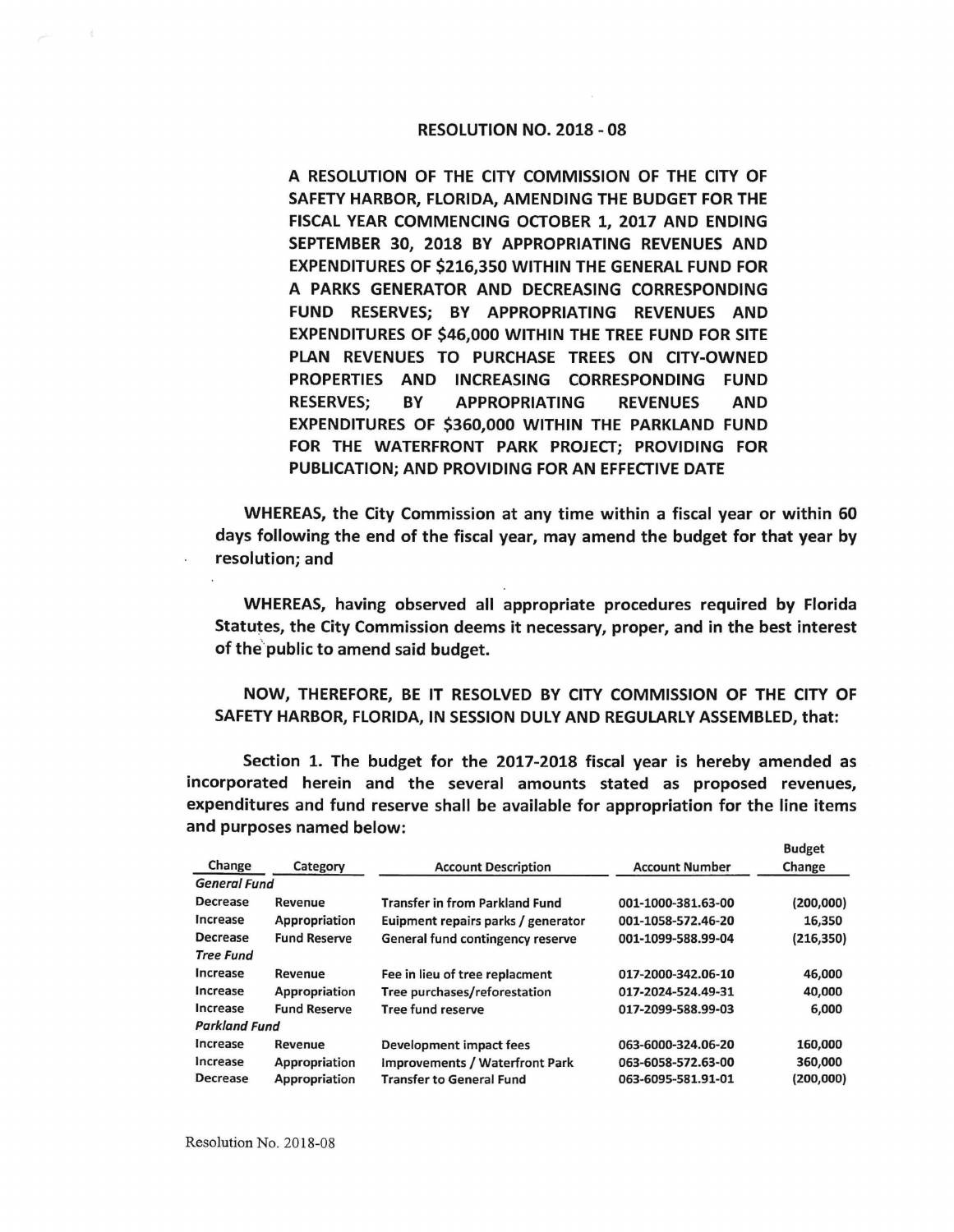# RESOLUTION NO. 2018 - 08

**A RESOLUTION OF THE CITY COMMISSION OF THE CITY OF SAFETY HARBOR, FLORIDA, AMENDING THE BUDGET FOR THE FISCAL YEAR COMMENCING OCTOBER 1, 2017 AND ENDING SEPTEMBER 30, 2018 BY APPROPRIATING REVENUES AND EXPENDITURES OF $216,350 WITHIN THE GENERAL FUND FOR A PARKS GENERATOR AND DECREASING CORRESPONDING FUND RESERVES; BY APPROPRIATING REVENUES AND EXPENDITURES OF $46,000 WITHIN THE TREE FUND FOR SITE PLAN REVENUES TO PURCHASE TREES ON CITY-OWNED PROPERTIES AND INCREASING CORRESPONDING FUND RESERVES; BY APPROPRIATING REVENUES AND EXPENDITURES OF $360,000 WITHIN THE PARKLAND FUND FOR THE WATERFRONT PARK PROJECT; PROVIDING FOR PUBLICATION; AND PROVIDING FOR AN EFFECTIVE DATE**

**WHEREAS,** the City Commission at any time within a fiscal year or within 60 days following the end of the fiscal year, may amend the budget for that year by resolution; and

**WHEREAS,** having observed all appropriate procedures required by Florida Statutes, the City Commission deems it necessary, proper, and in the best interest of the public to amend said budget.

**NOW, THEREFORE, BE IT RESOLVED BY CITY COMMISSION OF THE CITY OF SAFETY HARBOR, FLORIDA, IN SESSION DULY AND REGULARLY ASSEMBLED, that:**

**Section 1.** The budget for the 2017-2018 fiscal year is hereby amended as incorporated herein and the several amounts stated as proposed revenues, expenditures and fund reserve shall be available for appropriation for the line items and purposes named below:

| Change | Category | Account Description | Account Number | Budget Change |
|---|---|---|---|---|
| *General Fund* | | | | |
| Decrease | Revenue | Transfer in from Parkland Fund | 001-1000-381.63-00 | (200,000) |
| Increase | Appropriation | Euipment repairs parks / generator | 001-1058-572.46-20 | 16,350 |
| Decrease | Fund Reserve | General fund contingency reserve | 001-1099-588.99-04 | (216,350) |
| *Tree Fund* | | | | |
| Increase | Revenue | Fee in lieu of tree replacment | 017-2000-342.06-10 | 46,000 |
| Increase | Appropriation | Tree purchases/reforestation | 017-2024-524.49-31 | 40,000 |
| Increase | Fund Reserve | Tree fund reserve | 017-2099-588.99-03 | 6,000 |
| *Parkland Fund* | | | | |
| Increase | Revenue | Development impact fees | 063-6000-324.06-20 | 160,000 |
| Increase | Appropriation | Improvements / Waterfront Park | 063-6058-572.63-00 | 360,000 |
| Decrease | Appropriation | Transfer to General Fund | 063-6095-581.91-01 | (200,000) |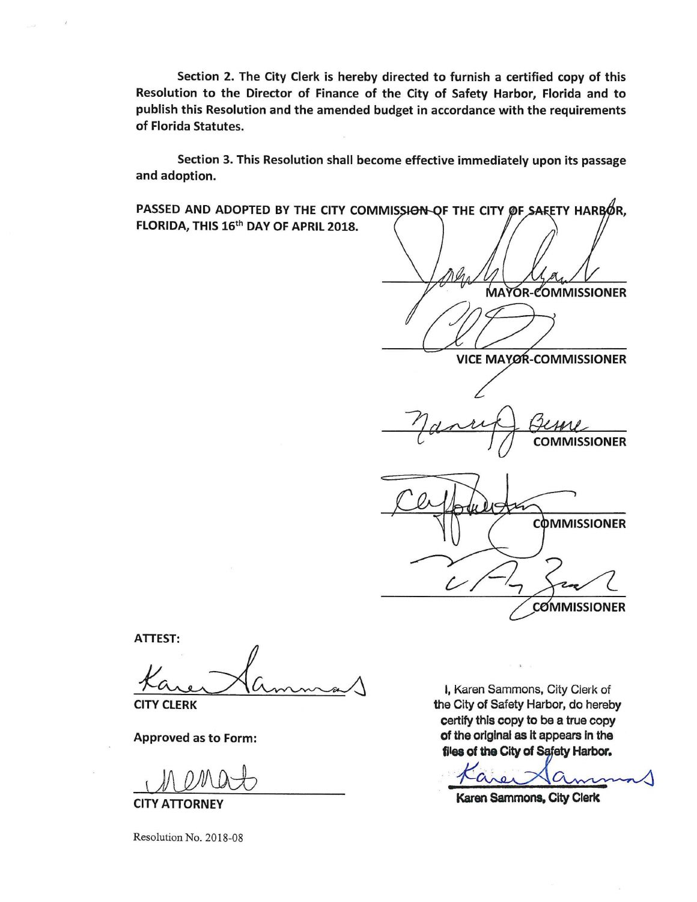**Section 2. The City Clerk is hereby directed to furnish a certified copy of this Resolution to the Director of Finance of the City of Safety Harbor, Florida and to publish this Resolution and the amended budget in accordance with the requirements of Florida Statutes.**

**Section 3. This Resolution shall become effective immediately upon its passage and adoption.**

**PASSED AND ADOPTED BY THE CITY COMMISSION OF THE CITY OF SAFETY HARBOR, FLORIDA, THIS 16th DAY OF APRIL 2018.**

**MAYOR-COMMISSIONER**

**VICE MAYOR-COMMISSIONER**

**COMMISSIONER**

**COMMISSIONER**

**COMMISSIONER**

**ATTEST:**

**CITY CLERK**

**Approved as to Form:**

**CITY ATTORNEY**

I, Karen Sammons, City Clerk of the City of Safety Harbor, do hereby certify this copy to be a true copy of the original as it appears in the files of the City of Safety Harbor.

**Karen Sammons, City Clerk**

Resolution No. 2018-08